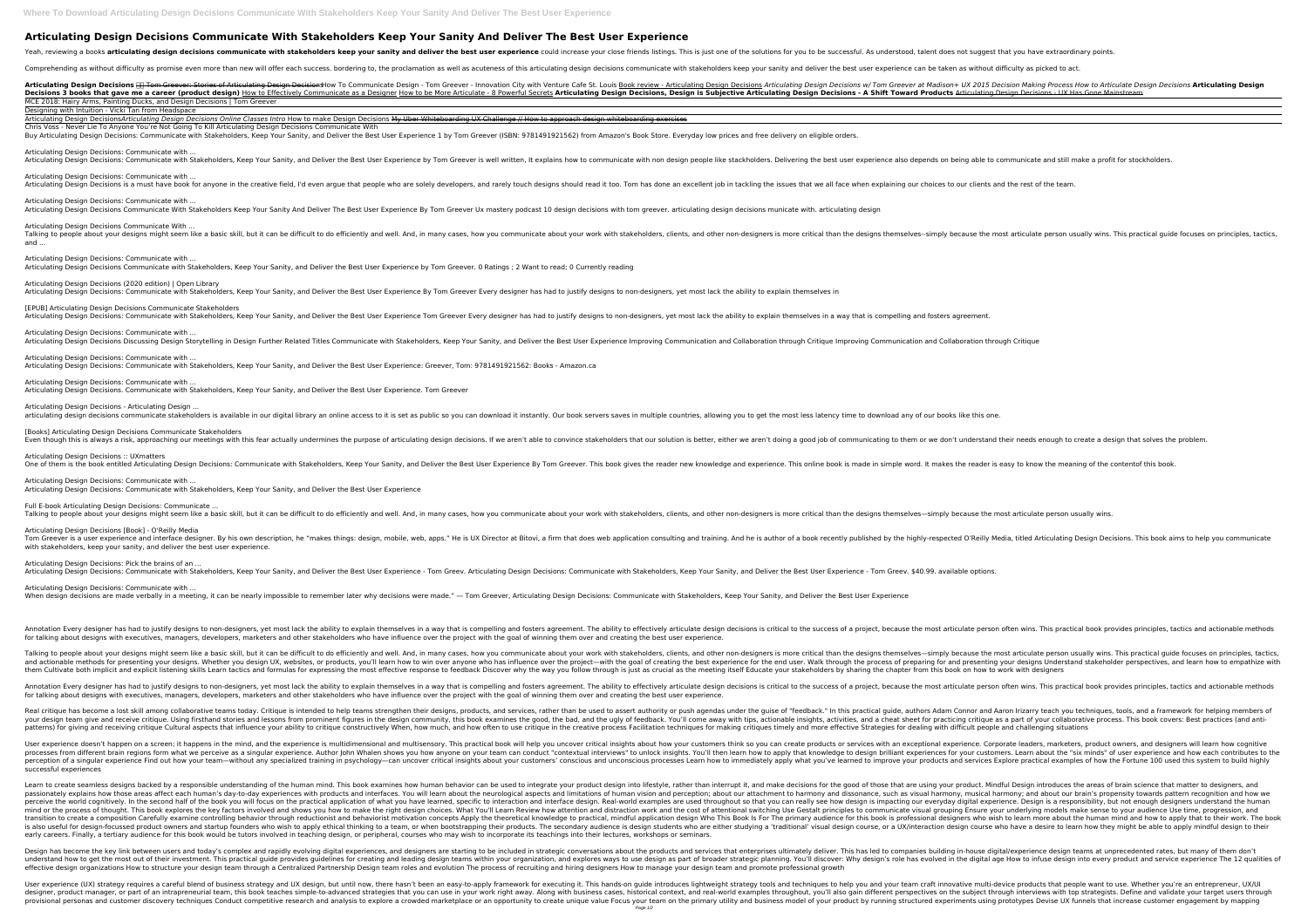# Articulating Design Decisions Communicate With Stakeholders Keep Your Sanity And Deliver The Best User Experience

Yeah, reviewing a books **articulating design decisions communicate with stakeholders keep your sanity and deliver the best user experience** could increase your close friends listings. This is just one of the solutions for you to be successful. As understood, talent does not suggest that you have extraordinary points.

Comprehending as without difficulty as promise even more than new will offer each success. bordering to, the proclamation as well as acuteness of this articulating design decisions communicate with stakeholders keep your sanity and deliver the best user experience can be taken as without difficulty as picked to act.

**Articulating Design Decisions** Tom Greever: Stories of Articulating Design Decisions How To Communicate Design - Tom Greever - Innovation City with Venture Cafe St. Louis Book review - Articulating Design Decisions *Articulating Design Decisions w/ Tom Greever at Madison+ UX 2015 Decision Making Process How to Articulate Design Decisions* **Articulating Design Decisions 3 books that gave me a career (product design)** How to Effectively Communicate as a Designer How to be More Articulate - 8 Powerful Secrets **Articulating Design Decisions, Design is Subjective Articulating Design Decisions - A Shift Toward Products** Articulating Design Decisions - UX Has Gone Mainstream

MCE 2018: Hairy Arms, Painting Ducks, and Design Decisions | Tom Greever

Designing with Intuition - Vicki Tan from Headspace

Articulating Design Decisions*Articulating Design Decisions Online Classes Intro* How to make Design Decisions My Uber Whiteboarding UX Challenge // How to approach design whiteboarding exercises

Chris Voss - Never Lie To Anyone You're Not Going To Kill Articulating Design Decisions Communicate With

Buy Articulating Design Decisions: Communicate with Stakeholders, Keep Your Sanity, and Deliver the Best User Experience 1 by Tom Greever (ISBN: 9781491921562) from Amazon's Book Store. Everyday low prices and free delivery on eligible orders.

Articulating Design Decisions: Communicate with ...

Articulating Design Decisions: Communicate with Stakeholders, Keep Your Sanity, and Deliver the Best User Experience by Tom Greever is well written, It explains how to communicate with non design people like stackholders. Delivering the best user experience also depends on being able to communicate and still make a profit for stockholders.

Articulating Design Decisions: Communicate with ...

Articulating Design Decisions is a must have book for anyone in the creative field, I'd even argue that people who are solely developers, and rarely touch designs should read it too. Tom has done an excellent job in tackling the issues that we all face when explaining our choices to our clients and the rest of the team.

Articulating Design Decisions: Communicate with ...

Articulating Design Decisions Communicate With Stakeholders Keep Your Sanity And Deliver The Best User Experience By Tom Greever Ux mastery podcast 10 design decisions with tom greever. articulating design decisions municate with. articulating design

Articulating Design Decisions Communicate With ...

Talking to people about your designs might seem like a basic skill, but it can be difficult to do efficiently and well. And, in many cases, how you communicate about your work with stakeholders, clients, and other non-designers is more critical than the designs themselves--simply because the most articulate person usually wins. This practical guide focuses on principles, tactics, and ...

Articulating Design Decisions: Communicate with ...

Articulating Design Decisions Communicate with Stakeholders, Keep Your Sanity, and Deliver the Best User Experience by Tom Greever. 0 Ratings ; 2 Want to read; 0 Currently reading

Articulating Design Decisions (2020 edition) | Open Library

Articulating Design Decisions: Communicate with Stakeholders, Keep Your Sanity, and Deliver the Best User Experience By Tom Greever Every designer has had to justify designs to non-designers, yet most lack the ability to explain themselves in

[EPUB] Articulating Design Decisions Communicate Stakeholders

Articulating Design Decisions: Communicate with Stakeholders, Keep Your Sanity, and Deliver the Best User Experience Tom Greever Every designer has had to justify designs to non-designers, yet most lack the ability to explain themselves in a way that is compelling and fosters agreement.

Articulating Design Decisions: Communicate with ...

Articulating Design Decisions Discussing Design Storytelling in Design Further Related Titles Communicate with Stakeholders, Keep Your Sanity, and Deliver the Best User Experience Improving Communication and Collaboration through Critique Improving Communication and Collaboration through Critique

Articulating Design Decisions: Communicate with ...

Articulating Design Decisions: Communicate with Stakeholders, Keep Your Sanity, and Deliver the Best User Experience: Greever, Tom: 9781491921562: Books - Amazon.ca

Articulating Design Decisions: Communicate with ...

Articulating Design Decisions. Communicate with Stakeholders, Keep Your Sanity, and Deliver the Best User Experience. Tom Greever

Articulating Design Decisions - Articulating Design ...

articulating design decisions communicate stakeholders is available in our digital library an online access to it is set as public so you can download it instantly. Our book servers saves in multiple countries, allowing you to get the most less latency time to download any of our books like this one.

[Books] Articulating Design Decisions Communicate Stakeholders

Even though this is always a risk, approaching our meetings with this fear actually undermines the purpose of articulating design decisions. If we aren't able to convince stakeholders that our solution is better, either we aren't doing a good job of communicating to them or we don't understand their needs enough to create a design that solves the problem.

Articulating Design Decisions :: UXmatters

One of them is the book entitled Articulating Design Decisions: Communicate with Stakeholders, Keep Your Sanity, and Deliver the Best User Experience By Tom Greever. This book gives the reader new knowledge and experience. This online book is made in simple word. It makes the reader is easy to know the meaning of the contentof this book.

Articulating Design Decisions: Communicate with ...

Articulating Design Decisions: Communicate with Stakeholders, Keep Your Sanity, and Deliver the Best User Experience

Full E-book Articulating Design Decisions: Communicate ...

Talking to people about your designs might seem like a basic skill, but it can be difficult to do efficiently and well. And, in many cases, how you communicate about your work with stakeholders, clients, and other non-designers is more critical than the designs themselves—simply because the most articulate person usually wins.

Articulating Design Decisions [Book] - O'Reilly Media

Tom Greever is a user experience and interface designer. By his own description, he "makes things: design, mobile, web, apps." He is UX Director at Bitovi, a firm that does web application consulting and training. And he is author of a book recently published by the highly-respected O'Reilly Media, titled Articulating Design Decisions. This book aims to help you communicate with stakeholders, keep your sanity, and deliver the best user experience.

Articulating Design Decisions: Pick the brains of an ...

Articulating Design Decisions: Communicate with Stakeholders, Keep Your Sanity, and Deliver the Best User Experience - Tom Greev. Articulating Design Decisions: Communicate with Stakeholders, Keep Your Sanity, and Deliver the Best User Experience - Tom Greev. $40.99. available options.

Articulating Design Decisions: Communicate with ...

When design decisions are made verbally in a meeting, it can be nearly impossible to remember later why decisions were made." ― Tom Greever, Articulating Design Decisions: Communicate with Stakeholders, Keep Your Sanity, and Deliver the Best User Experience

Annotation Every designer has had to justify designs to non-designers, yet most lack the ability to explain themselves in a way that is compelling and fosters agreement. The ability to effectively articulate design decisions is critical to the success of a project, because the most articulate person often wins. This practical book provides principles, tactics and actionable methods for talking about designs with executives, managers, developers, marketers and other stakeholders who have influence over the project with the goal of winning them over and creating the best user experience.

Talking to people about your designs might seem like a basic skill, but it can be difficult to do efficiently and well. And, in many cases, how you communicate about your work with stakeholders, clients, and other non-designers is more critical than the designs themselves—simply because the most articulate person usually wins. This practical guide focuses on principles, tactics, and actionable methods for presenting your designs. Whether you design UX, websites, or products, you'll learn how to win over anyone who has influence over the project—with the goal of creating the best experience for the end user. Walk through the process of preparing for and presenting your designs Understand stakeholder perspectives, and learn how to empathize with them Cultivate both implicit and explicit listening skills Learn tactics and formulas for expressing the most effective response to feedback Discover why the way you follow through is just as crucial as the meeting itself Educate your stakeholders by sharing the chapter from this book on how to work with designers

Annotation Every designer has had to justify designs to non-designers, yet most lack the ability to explain themselves in a way that is compelling and fosters agreement. The ability to effectively articulate design decisions is critical to the success of a project, because the most articulate person often wins. This practical book provides principles, tactics and actionable methods for talking about designs with executives, managers, developers, marketers and other stakeholders who have influence over the project with the goal of winning them over and creating the best user experience.

Real critique has become a lost skill among collaborative teams today. Critique is intended to help teams strengthen their designs, products, and services, rather than be used to assert authority or push agendas under the guise of "feedback." In this practical guide, authors Adam Connor and Aaron Irizarry teach you techniques, tools, and a framework for helping members of your design team give and receive critique. Using firsthand stories and lessons from prominent figures in the design community, this book examines the good, the bad, and the ugly of feedback. You'll come away with tips, actionable insights, activities, and a cheat sheet for practicing critique as a part of your collaborative process. This book covers: Best practices (and anti-patterns) for giving and receiving critique Cultural aspects that influence your ability to critique constructively When, how much, and how often to use critique in the creative process Facilitation techniques for making critiques timely and more effective Strategies for dealing with difficult people and challenging situations

User experience doesn't happen on a screen; it happens in the mind, and the experience is multidimensional and multisensory. This practical book will help you uncover critical insights about how your customers think so you can create products or services with an exceptional experience. Corporate leaders, marketers, product owners, and designers will learn how cognitive processes from different brain regions form what we perceive as a singular experience. Author John Whalen shows you how anyone on your team can conduct "contextual interviews" to unlock insights. You'll then learn how to apply that knowledge to design brilliant experiences for your customers. Learn about the "six minds" of user experience and how each contributes to the perception of a singular experience Find out how your team—without any specialized training in psychology—can uncover critical insights about your customers' conscious and unconscious processes Learn how to immediately apply what you've learned to improve your products and services Explore practical examples of how the Fortune 100 used this system to build highly successful experiences

Learn to create seamless designs backed by a responsible understanding of the human mind. This book examines how human behavior can be used to integrate your product design into lifestyle, rather than interrupt it, and make decisions for the good of those that are using your product. Mindful Design introduces the areas of brain science that matter to designers, and passionately explains how those areas affect each human's day-to-day experiences with products and interfaces. You will learn about the neurological aspects and limitations of human vision and perception; about our attachment to harmony and dissonance, such as visual harmony, musical harmony; and about our brain's propensity towards pattern recognition and how we perceive the world cognitively. In the second half of the book you will focus on the practical application of what you have learned, specific to interaction and interface design. Real-world examples are used throughout so that you can really see how design is impacting our everyday digital experience. Design is a responsibility, but not enough designers understand the human mind or the process of thought. This book explores the key factors involved and shows you how to make the right design choices. What You'll Learn Review how attention and distraction work and the cost of attentional switching Use Gestalt principles to communicate visual grouping Ensure your underlying models make sense to your audience Use time, progression, and transition to create a composition Carefully examine controlling behavior through reductionist and behaviorist motivation concepts Apply the theoretical knowledge to practical, mindful application design Who This Book Is For The primary audience for this book is professional designers who wish to learn more about the human mind and how to apply that to their work. The book is also useful for design-focussed product owners and startup founders who wish to apply ethical thinking to a team, or when bootstrapping their products. The secondary audience is design students who are either studying a 'traditional' visual design course, or a UX/interaction design course who have a desire to learn how they might be able to apply mindful design to their early careers. Finally, a tertiary audience for this book would be tutors involved in teaching design, or peripheral, courses who may wish to incorporate its teachings into their lectures, workshops or seminars.

Design has become the key link between users and today's complex and rapidly evolving digital experiences, and designers are starting to be included in strategic conversations about the products and services that enterprises ultimately deliver. This has led to companies building in-house digital/experience design teams at unprecedented rates, but many of them don't understand how to get the most out of their investment. This practical guide provides guidelines for creating and leading design teams within your organization, and explores ways to use design as part of broader strategic planning. You'll discover: Why design's role has evolved in the digital age How to infuse design into every product and service experience The 12 qualities of effective design organizations How to structure your design team through a Centralized Partnership Design team roles and evolution The process of recruiting and hiring designers How to manage your design team and promote professional growth

User experience (UX) strategy requires a careful blend of business strategy and UX design, but until now, there hasn't been an easy-to-apply framework for executing it. This hands-on guide introduces lightweight strategy tools and techniques to help you and your team craft innovative multi-device products that people want to use. Whether you're an entrepreneur, UX/UI designer, product manager, or part of an intrapreneurial team, this book teaches simple-to-advanced strategies that you can use in your work right away. Along with business cases, historical context, and real-world examples throughout, you'll also gain different perspectives on the subject through interviews with top strategists. Define and validate your target users through provisional personas and customer discovery techniques Conduct competitive research and analysis to explore a crowded marketplace or an opportunity to create unique value Focus your team on the primary utility and business model of your product by running structured experiments using prototypes Devise UX funnels that increase customer engagement by mapping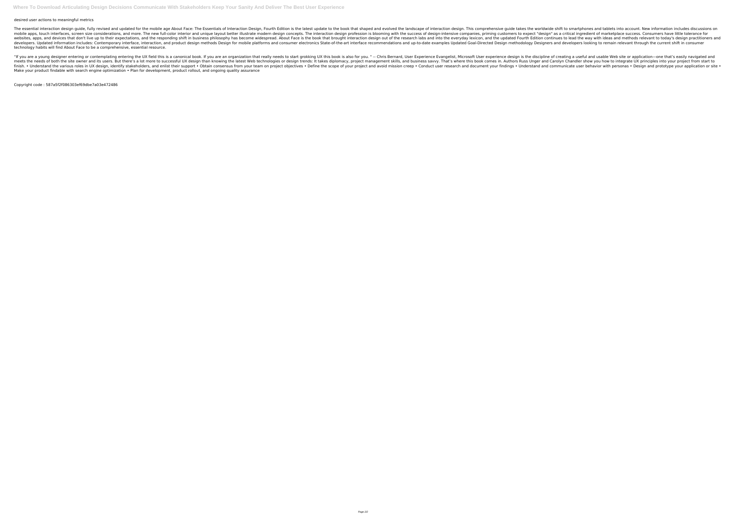desired user actions to meaningful metrics

The essential interaction design guide, fully revised and updated for the mobile age About Face: The Essentials of Interaction Design, Fourth Edition is the latest update to the book that shaped and evolved the landscape of interaction design. This comprehensive guide takes the worldwide shift to smartphones and tablets into account. New information includes discussions on mobile apps, touch interfaces, screen size considerations, and more. The new full-color interior and unique layout better illustrate modern design concepts. The interaction design profession is blooming with the success of design-intensive companies, priming customers to expect "design" as a critical ingredient of marketplace success. Consumers have little tolerance for websites, apps, and devices that don't live up to their expectations, and the responding shift in business philosophy has become widespread. About Face is the book that brought interaction design out of the research labs and into the everyday lexicon, and the updated Fourth Edition continues to lead the way with ideas and methods relevant to today's design practitioners and developers. Updated information includes: Contemporary interface, interaction, and product design methods Design for mobile platforms and consumer electronics State-of-the-art interface recommendations and up-to-date examples Updated Goal-Directed Design methodology Designers and developers looking to remain relevant through the current shift in consumer technology habits will find About Face to be a comprehensive, essential resource.

"If you are a young designer entering or contemplating entering the UX field this is a canonical book. If you are an organization that really needs to start grokking UX this book is also for you. " -- Chris Bernard, User Experience Evangelist, Microsoft User experience design is the discipline of creating a useful and usable Web site or application—one that's easily navigated and meets the needs of both the site owner and its users. But there's a lot more to successful UX design than knowing the latest Web technologies or design trends: It takes diplomacy, project management skills, and business savvy. That's where this book comes in. Authors Russ Unger and Carolyn Chandler show you how to integrate UX principles into your project from start to finish. • Understand the various roles in UX design, identify stakeholders, and enlist their support • Obtain consensus from your team on project objectives • Define the scope of your project and avoid mission creep • Conduct user research and document your findings • Understand and communicate user behavior with personas • Design and prototype your application or site • Make your product findable with search engine optimization • Plan for development, product rollout, and ongoing quality assurance

Copyright code : 587a5f2f086303ef69dbe7a03e472486